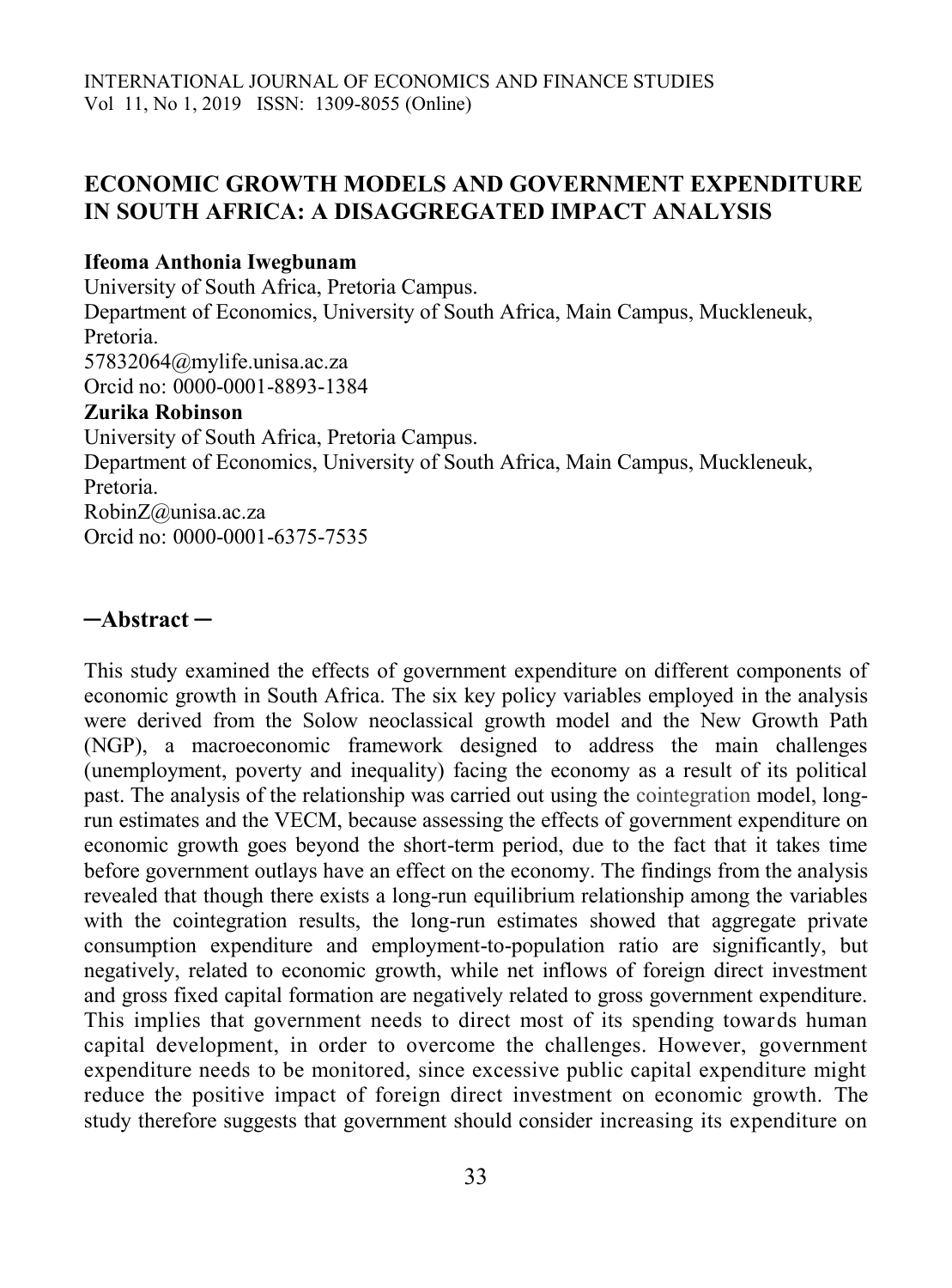# ECONOMIC GROWTH MODELS AND GOVERNMENT EXPENDITURE IN SOUTH AFRICA: A DISAGGREGATED IMPACT ANALYSIS

**Ifeoma Anthonia Iwegbunam**

University of South Africa, Pretoria Campus.

Department of Economics, University of South Africa, Main Campus, Muckleneuk, Pretoria.

57832064@mylife.unisa.ac.za

Orcid no: 0000-0001-8893-1384

**Zurika Robinson**

University of South Africa, Pretoria Campus.

Department of Economics, University of South Africa, Main Campus, Muckleneuk, Pretoria.

RobinZ@unisa.ac.za

Orcid no: 0000-0001-6375-7535

## ─Abstract ─

This study examined the effects of government expenditure on different components of economic growth in South Africa. The six key policy variables employed in the analysis were derived from the Solow neoclassical growth model and the New Growth Path (NGP), a macroeconomic framework designed to address the main challenges (unemployment, poverty and inequality) facing the economy as a result of its political past. The analysis of the relationship was carried out using the cointegration model, long-run estimates and the VECM, because assessing the effects of government expenditure on economic growth goes beyond the short-term period, due to the fact that it takes time before government outlays have an effect on the economy. The findings from the analysis revealed that though there exists a long-run equilibrium relationship among the variables with the cointegration results, the long-run estimates showed that aggregate private consumption expenditure and employment-to-population ratio are significantly, but negatively, related to economic growth, while net inflows of foreign direct investment and gross fixed capital formation are negatively related to gross government expenditure. This implies that government needs to direct most of its spending towards human capital development, in order to overcome the challenges. However, government expenditure needs to be monitored, since excessive public capital expenditure might reduce the positive impact of foreign direct investment on economic growth. The study therefore suggests that government should consider increasing its expenditure on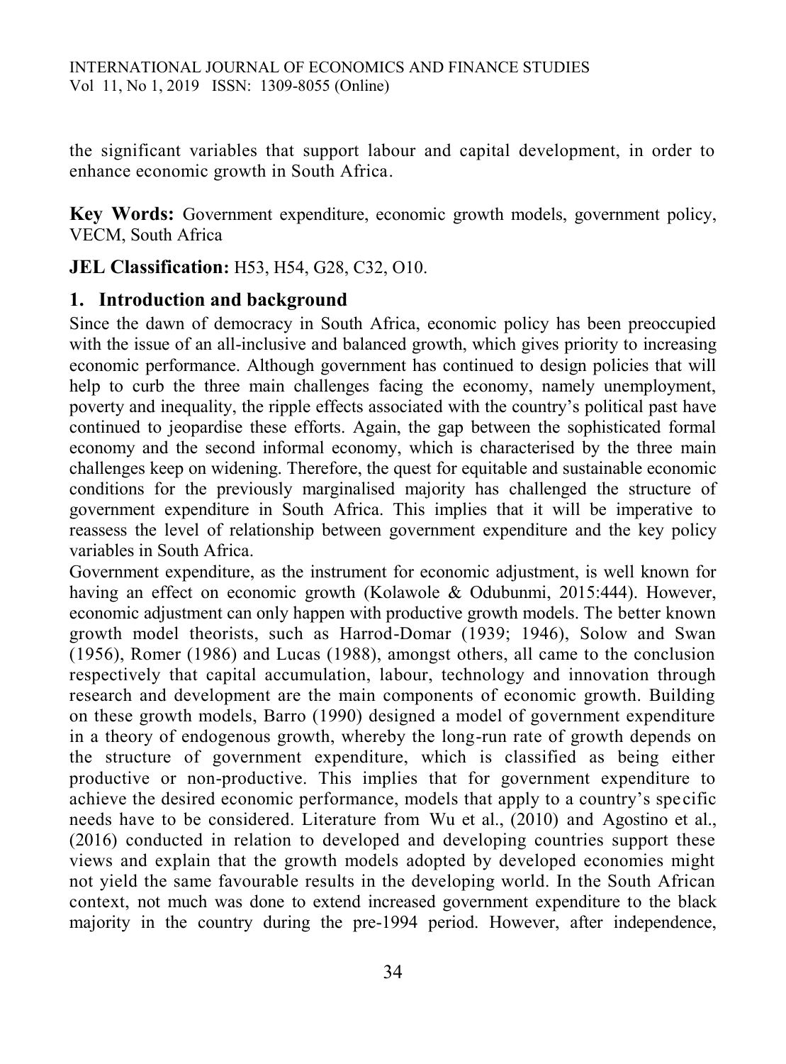the significant variables that support labour and capital development, in order to enhance economic growth in South Africa.

**Key Words:** Government expenditure, economic growth models, government policy, VECM, South Africa

**JEL Classification:** H53, H54, G28, C32, O10.

## 1. Introduction and background

Since the dawn of democracy in South Africa, economic policy has been preoccupied with the issue of an all-inclusive and balanced growth, which gives priority to increasing economic performance. Although government has continued to design policies that will help to curb the three main challenges facing the economy, namely unemployment, poverty and inequality, the ripple effects associated with the country's political past have continued to jeopardise these efforts. Again, the gap between the sophisticated formal economy and the second informal economy, which is characterised by the three main challenges keep on widening. Therefore, the quest for equitable and sustainable economic conditions for the previously marginalised majority has challenged the structure of government expenditure in South Africa. This implies that it will be imperative to reassess the level of relationship between government expenditure and the key policy variables in South Africa.

Government expenditure, as the instrument for economic adjustment, is well known for having an effect on economic growth (Kolawole & Odubunmi, 2015:444). However, economic adjustment can only happen with productive growth models. The better known growth model theorists, such as Harrod-Domar (1939; 1946), Solow and Swan (1956), Romer (1986) and Lucas (1988), amongst others, all came to the conclusion respectively that capital accumulation, labour, technology and innovation through research and development are the main components of economic growth. Building on these growth models, Barro (1990) designed a model of government expenditure in a theory of endogenous growth, whereby the long-run rate of growth depends on the structure of government expenditure, which is classified as being either productive or non-productive. This implies that for government expenditure to achieve the desired economic performance, models that apply to a country's specific needs have to be considered. Literature from Wu et al., (2010) and Agostino et al., (2016) conducted in relation to developed and developing countries support these views and explain that the growth models adopted by developed economies might not yield the same favourable results in the developing world. In the South African context, not much was done to extend increased government expenditure to the black majority in the country during the pre-1994 period. However, after independence,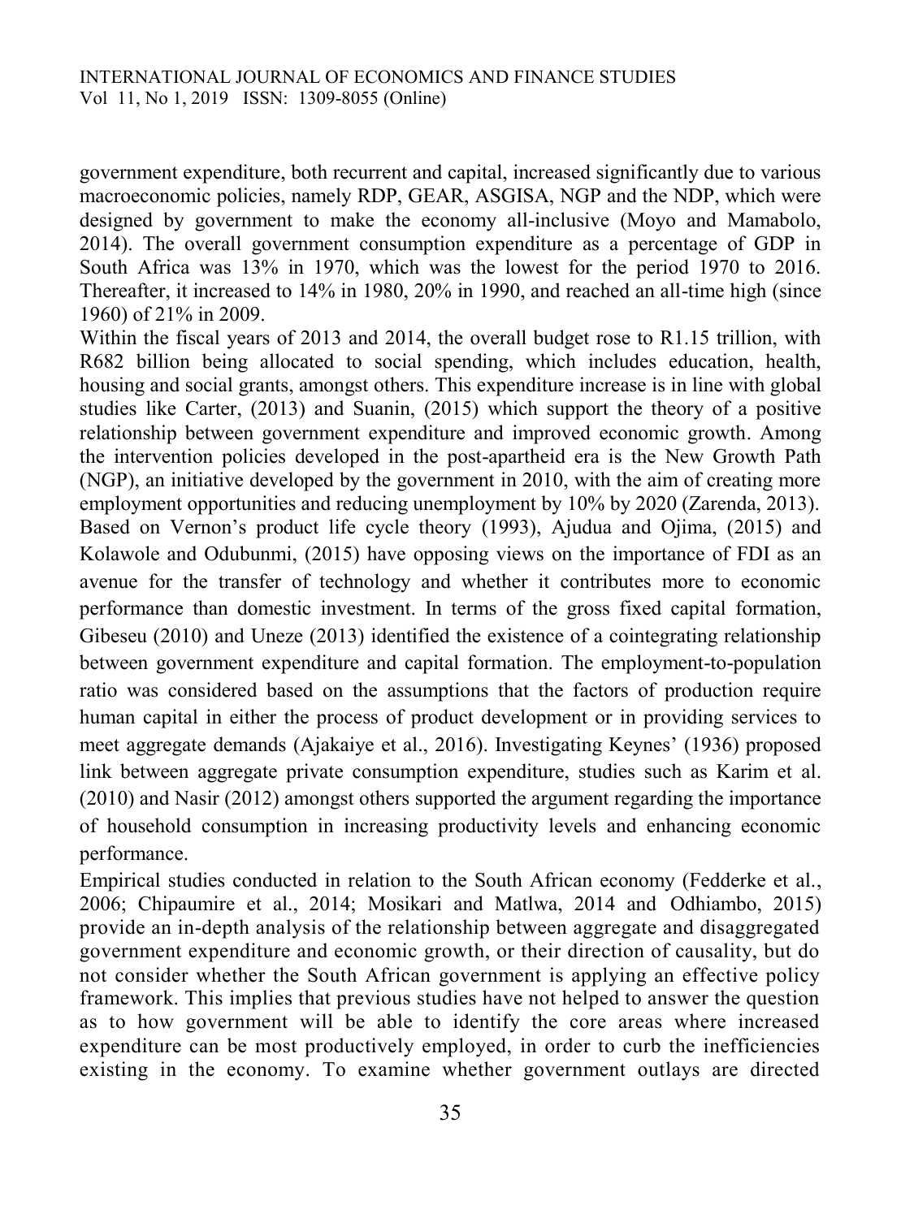government expenditure, both recurrent and capital, increased significantly due to various macroeconomic policies, namely RDP, GEAR, ASGISA, NGP and the NDP, which were designed by government to make the economy all-inclusive (Moyo and Mamabolo, 2014). The overall government consumption expenditure as a percentage of GDP in South Africa was 13% in 1970, which was the lowest for the period 1970 to 2016. Thereafter, it increased to 14% in 1980, 20% in 1990, and reached an all-time high (since 1960) of 21% in 2009.

Within the fiscal years of 2013 and 2014, the overall budget rose to R1.15 trillion, with R682 billion being allocated to social spending, which includes education, health, housing and social grants, amongst others. This expenditure increase is in line with global studies like Carter, (2013) and Suanin, (2015) which support the theory of a positive relationship between government expenditure and improved economic growth. Among the intervention policies developed in the post-apartheid era is the New Growth Path (NGP), an initiative developed by the government in 2010, with the aim of creating more employment opportunities and reducing unemployment by 10% by 2020 (Zarenda, 2013). Based on Vernon's product life cycle theory (1993), Ajudua and Ojima, (2015) and Kolawole and Odubunmi, (2015) have opposing views on the importance of FDI as an avenue for the transfer of technology and whether it contributes more to economic performance than domestic investment. In terms of the gross fixed capital formation, Gibeseu (2010) and Uneze (2013) identified the existence of a cointegrating relationship between government expenditure and capital formation. The employment-to-population ratio was considered based on the assumptions that the factors of production require human capital in either the process of product development or in providing services to meet aggregate demands (Ajakaiye et al., 2016). Investigating Keynes' (1936) proposed link between aggregate private consumption expenditure, studies such as Karim et al. (2010) and Nasir (2012) amongst others supported the argument regarding the importance of household consumption in increasing productivity levels and enhancing economic performance.

Empirical studies conducted in relation to the South African economy (Fedderke et al., 2006; Chipaumire et al., 2014; Mosikari and Matlwa, 2014 and Odhiambo, 2015) provide an in-depth analysis of the relationship between aggregate and disaggregated government expenditure and economic growth, or their direction of causality, but do not consider whether the South African government is applying an effective policy framework. This implies that previous studies have not helped to answer the question as to how government will be able to identify the core areas where increased expenditure can be most productively employed, in order to curb the inefficiencies existing in the economy. To examine whether government outlays are directed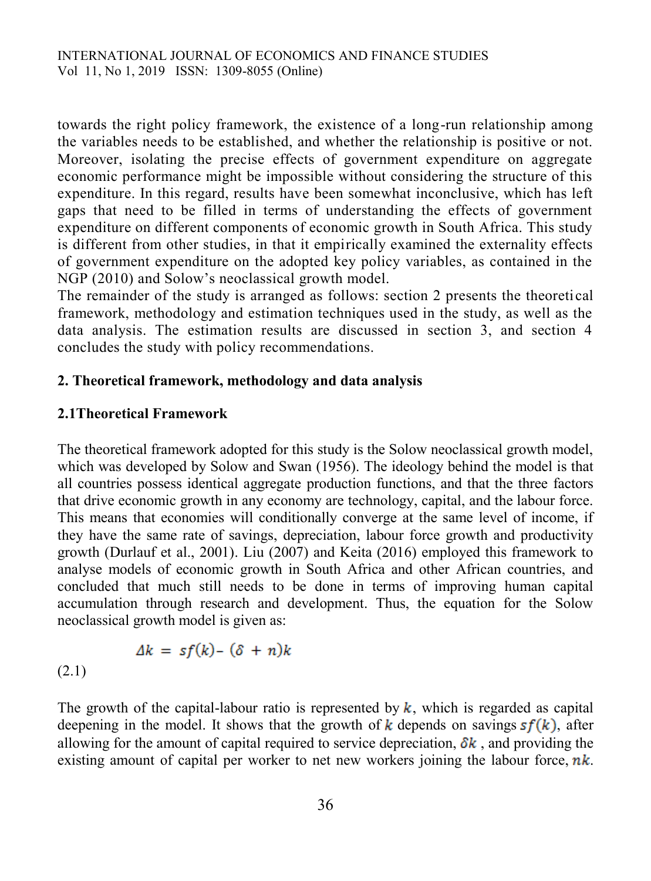towards the right policy framework, the existence of a long-run relationship among the variables needs to be established, and whether the relationship is positive or not. Moreover, isolating the precise effects of government expenditure on aggregate economic performance might be impossible without considering the structure of this expenditure. In this regard, results have been somewhat inconclusive, which has left gaps that need to be filled in terms of understanding the effects of government expenditure on different components of economic growth in South Africa. This study is different from other studies, in that it empirically examined the externality effects of government expenditure on the adopted key policy variables, as contained in the NGP (2010) and Solow's neoclassical growth model.

The remainder of the study is arranged as follows: section 2 presents the theoretical framework, methodology and estimation techniques used in the study, as well as the data analysis. The estimation results are discussed in section 3, and section 4 concludes the study with policy recommendations.

## 2. Theoretical framework, methodology and data analysis

### 2.1Theoretical Framework

The theoretical framework adopted for this study is the Solow neoclassical growth model, which was developed by Solow and Swan (1956). The ideology behind the model is that all countries possess identical aggregate production functions, and that the three factors that drive economic growth in any economy are technology, capital, and the labour force. This means that economies will conditionally converge at the same level of income, if they have the same rate of savings, depreciation, labour force growth and productivity growth (Durlauf et al., 2001). Liu (2007) and Keita (2016) employed this framework to analyse models of economic growth in South Africa and other African countries, and concluded that much still needs to be done in terms of improving human capital accumulation through research and development. Thus, the equation for the Solow neoclassical growth model is given as:

$$\Delta k = sf(k) - (\delta + n)k \tag{2.1}$$

The growth of the capital-labour ratio is represented by $k$, which is regarded as capital deepening in the model. It shows that the growth of $k$ depends on savings $sf(k)$, after allowing for the amount of capital required to service depreciation, $\delta k$ , and providing the existing amount of capital per worker to net new workers joining the labour force, $nk$.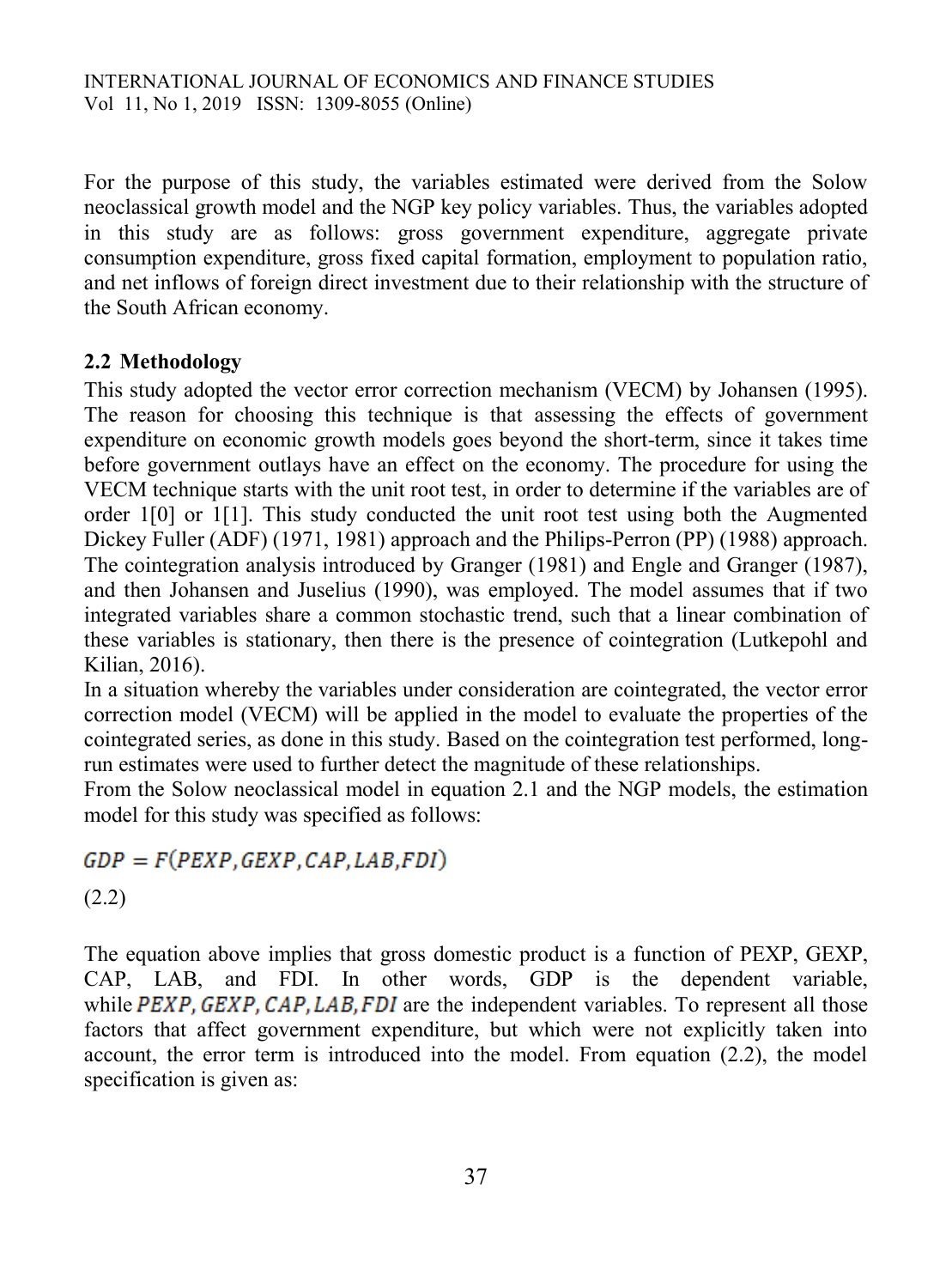For the purpose of this study, the variables estimated were derived from the Solow neoclassical growth model and the NGP key policy variables. Thus, the variables adopted in this study are as follows: gross government expenditure, aggregate private consumption expenditure, gross fixed capital formation, employment to population ratio, and net inflows of foreign direct investment due to their relationship with the structure of the South African economy.

## 2.2 Methodology

This study adopted the vector error correction mechanism (VECM) by Johansen (1995). The reason for choosing this technique is that assessing the effects of government expenditure on economic growth models goes beyond the short-term, since it takes time before government outlays have an effect on the economy. The procedure for using the VECM technique starts with the unit root test, in order to determine if the variables are of order 1[0] or 1[1]. This study conducted the unit root test using both the Augmented Dickey Fuller (ADF) (1971, 1981) approach and the Philips-Perron (PP) (1988) approach. The cointegration analysis introduced by Granger (1981) and Engle and Granger (1987), and then Johansen and Juselius (1990), was employed. The model assumes that if two integrated variables share a common stochastic trend, such that a linear combination of these variables is stationary, then there is the presence of cointegration (Lutkepohl and Kilian, 2016).

In a situation whereby the variables under consideration are cointegrated, the vector error correction model (VECM) will be applied in the model to evaluate the properties of the cointegrated series, as done in this study. Based on the cointegration test performed, long-run estimates were used to further detect the magnitude of these relationships.

From the Solow neoclassical model in equation 2.1 and the NGP models, the estimation model for this study was specified as follows:

$$GDP = F(PEXP, GEXP, CAP, LAB, FDI)$$

(2.2)

The equation above implies that gross domestic product is a function of PEXP, GEXP, CAP, LAB, and FDI. In other words, GDP is the dependent variable, while $PEXP, GEXP, CAP, LAB, FDI$ are the independent variables. To represent all those factors that affect government expenditure, but which were not explicitly taken into account, the error term is introduced into the model. From equation (2.2), the model specification is given as: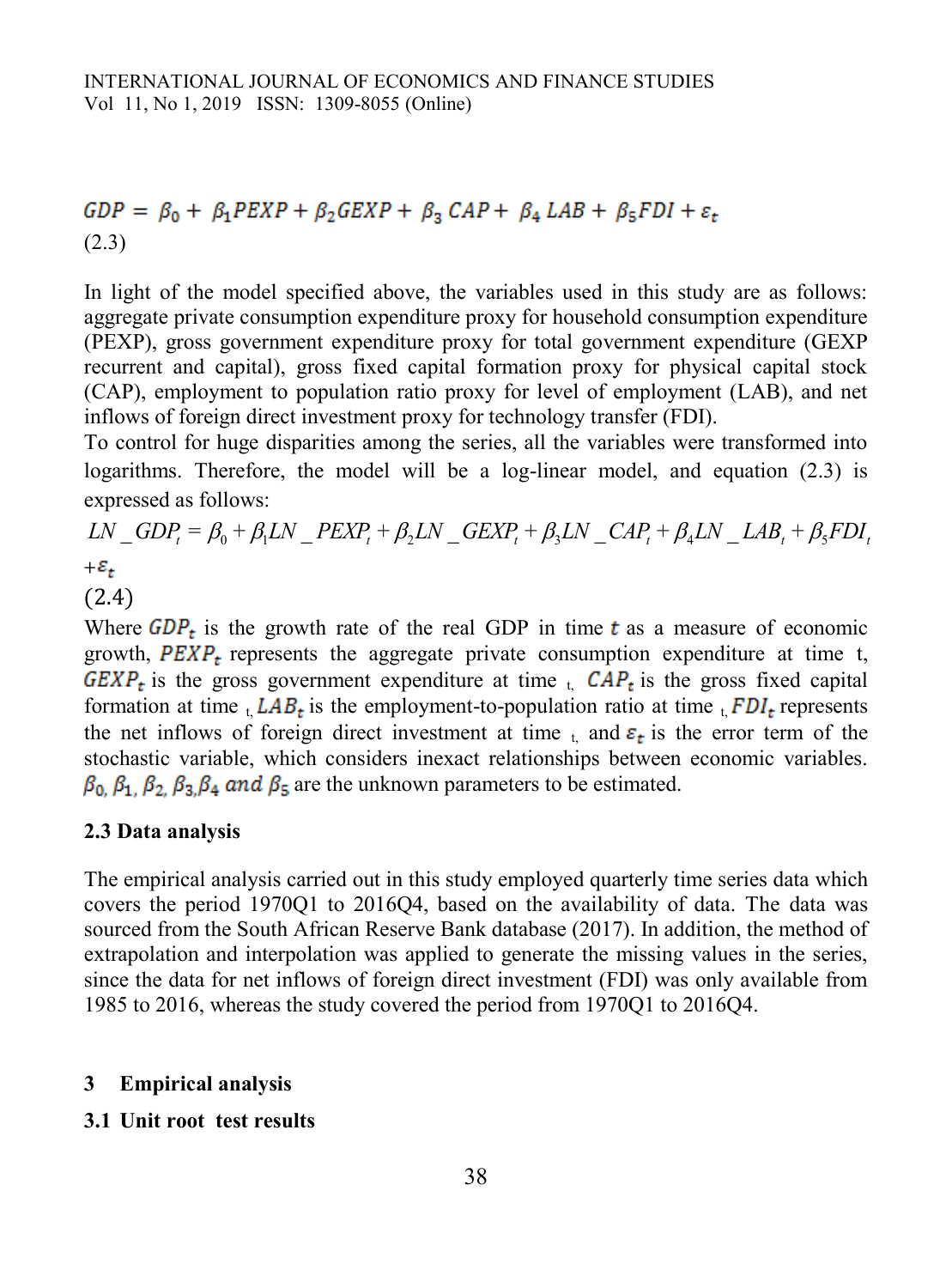$$GDP = \beta_0 + \beta_1 PEXP + \beta_2 GEXP + \beta_3 CAP + \beta_4 LAB + \beta_5 FDI + \varepsilon_t$$
(2.3)

In light of the model specified above, the variables used in this study are as follows: aggregate private consumption expenditure proxy for household consumption expenditure (PEXP), gross government expenditure proxy for total government expenditure (GEXP recurrent and capital), gross fixed capital formation proxy for physical capital stock (CAP), employment to population ratio proxy for level of employment (LAB), and net inflows of foreign direct investment proxy for technology transfer (FDI).
To control for huge disparities among the series, all the variables were transformed into logarithms. Therefore, the model will be a log-linear model, and equation (2.3) is expressed as follows:

$$LN\_GDP_t = \beta_0 + \beta_1 LN\_PEXP_t + \beta_2 LN\_GEXP_t + \beta_3 LN\_CAP_t + \beta_4 LN\_LAB_t + \beta_5 FDI_t + \varepsilon_t$$
(2.4)

Where $GDP_t$ is the growth rate of the real GDP in time $t$ as a measure of economic growth, $PEXP_t$ represents the aggregate private consumption expenditure at time t, $GEXP_t$ is the gross government expenditure at time $_t$, $CAP_t$ is the gross fixed capital formation at time $_t$, $LAB_t$ is the employment-to-population ratio at time $_t$, $FDI_t$ represents the net inflows of foreign direct investment at time $_t$, and $\varepsilon_t$ is the error term of the stochastic variable, which considers inexact relationships between economic variables. $\beta_0, \beta_1, \beta_2, \beta_3, \beta_4$ *and* $\beta_5$ are the unknown parameters to be estimated.

### 2.3 Data analysis

The empirical analysis carried out in this study employed quarterly time series data which covers the period 1970Q1 to 2016Q4, based on the availability of data. The data was sourced from the South African Reserve Bank database (2017). In addition, the method of extrapolation and interpolation was applied to generate the missing values in the series, since the data for net inflows of foreign direct investment (FDI) was only available from 1985 to 2016, whereas the study covered the period from 1970Q1 to 2016Q4.

## 3 Empirical analysis

### 3.1 Unit root test results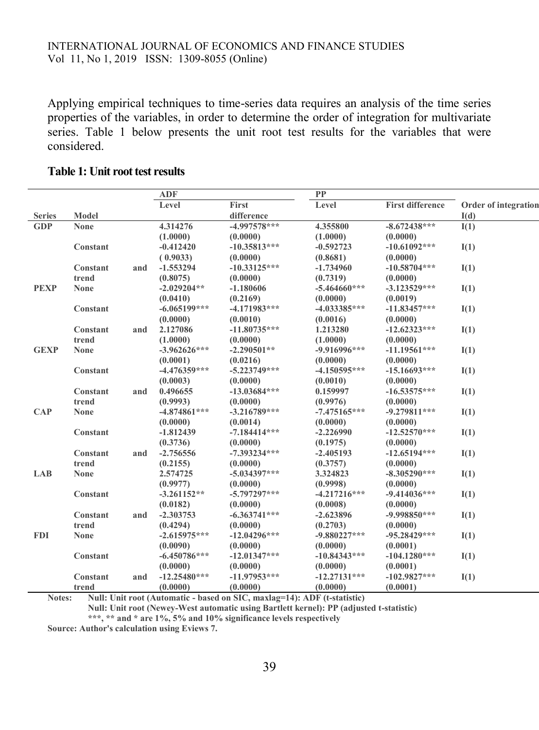Applying empirical techniques to time-series data requires an analysis of the time series properties of the variables, in order to determine the order of integration for multivariate series. Table 1 below presents the unit root test results for the variables that were considered.

**Table 1: Unit root test results**

| | | ADF | | PP | | |
|---|---|---|---|---|---|---|
| **Series** | **Model** | **Level** | **First difference** | **Level** | **First difference** | **Order of integration I(d)** |
| **GDP** | None | 4.314276 (1.0000) | -4.997578*** (0.0000) | 4.355800 (1.0000) | -8.672438*** (0.0000) | I(1) |
| | Constant | -0.412420 ( 0.9033) | -10.35813*** (0.0000) | -0.592723 (0.8681) | -10.61092*** (0.0000) | I(1) |
| | Constant and trend | -1.553294 (0.8075) | -10.33125*** (0.0000) | -1.734960 (0.7319) | -10.58704*** (0.0000) | I(1) |
| **PEXP** | None | -2.029204** (0.0410) | -1.180606 (0.2169) | -5.464660*** (0.0000) | -3.123529*** (0.0019) | I(1) |
| | Constant | -6.065199*** (0.0000) | -4.171983*** (0.0010) | -4.033385*** (0.0016) | -11.83457*** (0.0000) | I(1) |
| | Constant and trend | 2.127086 (1.0000) | -11.80735*** (0.0000) | 1.213280 (1.0000) | -12.62323*** (0.0000) | I(1) |
| **GEXP** | None | -3.962626*** (0.0001) | -2.290501** (0.0216) | -9.916996*** (0.0000) | -11.19561*** (0.0000) | I(1) |
| | Constant | -4.476359*** (0.0003) | -5.223749*** (0.0000) | -4.150595*** (0.0010) | -15.16693*** (0.0000) | I(1) |
| | Constant and trend | 0.496655 (0.9993) | -13.03684*** (0.0000) | 0.159997 (0.9976) | -16.53575*** (0.0000) | I(1) |
| **CAP** | None | -4.874861*** (0.0000) | -3.216789*** (0.0014) | -7.475165*** (0.0000) | -9.279811*** (0.0000) | I(1) |
| | Constant | -1.812439 (0.3736) | -7.184414*** (0.0000) | -2.226990 (0.1975) | -12.52570*** (0.0000) | I(1) |
| | Constant and trend | -2.756556 (0.2155) | -7.393234*** (0.0000) | -2.405193 (0.3757) | -12.65194*** (0.0000) | I(1) |
| **LAB** | None | 2.574725 (0.9977) | -5.034397*** (0.0000) | 3.324823 (0.9998) | -8.305290*** (0.0000) | I(1) |
| | Constant | -3.261152** (0.0182) | -5.797297*** (0.0000) | -4.217216*** (0.0008) | -9.414036*** (0.0000) | I(1) |
| | Constant and trend | -2.303753 (0.4294) | -6.363741*** (0.0000) | -2.623896 (0.2703) | -9.998850*** (0.0000) | I(1) |
| **FDI** | None | -2.615975*** (0.0090) | -12.04296*** (0.0000) | -9.880227*** (0.0000) | -95.28429*** (0.0001) | I(1) |
| | Constant | -6.450786*** (0.0000) | -12.01347*** (0.0000) | -10.84343*** (0.0000) | -104.1280*** (0.0001) | I(1) |
| | Constant and trend | -12.25480*** (0.0000) | -11.97953*** (0.0000) | -12.27131*** (0.0000) | -102.9827*** (0.0001) | I(1) |

**Notes:** Null: Unit root (Automatic - based on SIC, maxlag=14): ADF (t-statistic)
Null: Unit root (Newey-West automatic using Bartlett kernel): PP (adjusted t-statistic)
***, ** and * are 1%, 5% and 10% significance levels respectively

**Source: Author's calculation using Eviews 7.**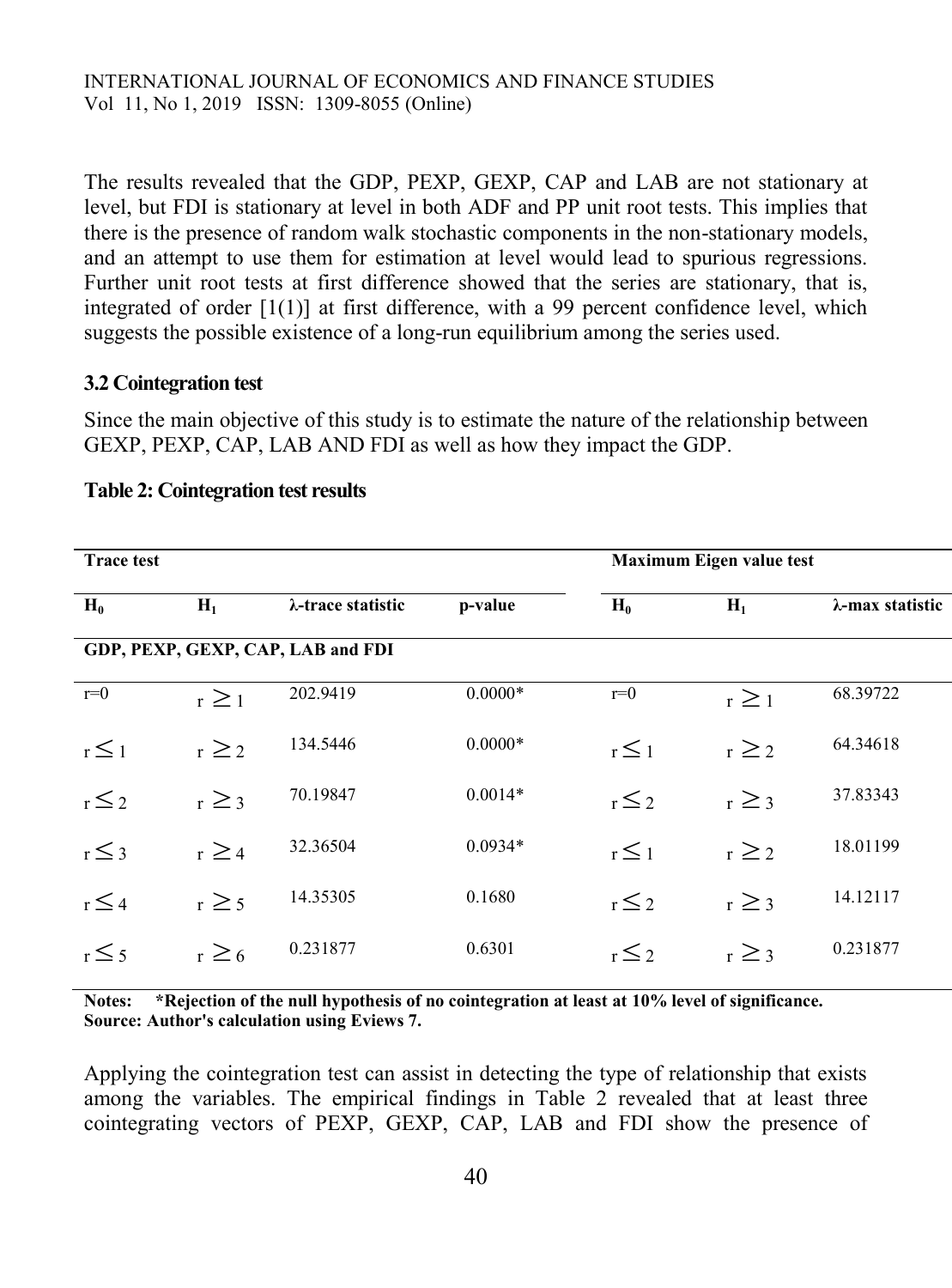The results revealed that the GDP, PEXP, GEXP, CAP and LAB are not stationary at level, but FDI is stationary at level in both ADF and PP unit root tests. This implies that there is the presence of random walk stochastic components in the non-stationary models, and an attempt to use them for estimation at level would lead to spurious regressions. Further unit root tests at first difference showed that the series are stationary, that is, integrated of order [1(1)] at first difference, with a 99 percent confidence level, which suggests the possible existence of a long-run equilibrium among the series used.

### 3.2 Cointegration test

Since the main objective of this study is to estimate the nature of the relationship between GEXP, PEXP, CAP, LAB AND FDI as well as how they impact the GDP.

**Table 2: Cointegration test results**

| **Trace test** | | | | **Maximum Eigen value test** | | |
|---|---|---|---|---|---|---|
| $H_0$ | $H_1$ | λ-trace statistic | p-value | $H_0$ | $H_1$ | λ-max statistic |
| **GDP, PEXP, GEXP, CAP, LAB and FDI** | | | | | | |
| r=0 | $r \geq 1$ | 202.9419 | 0.0000* | r=0 | $r \geq 1$ | 68.39722 |
| $r \leq 1$ | $r \geq 2$ | 134.5446 | 0.0000* | $r \leq 1$ | $r \geq 2$ | 64.34618 |
| $r \leq 2$ | $r \geq 3$ | 70.19847 | 0.0014* | $r \leq 2$ | $r \geq 3$ | 37.83343 |
| $r \leq 3$ | $r \geq 4$ | 32.36504 | 0.0934* | $r \leq 1$ | $r \geq 2$ | 18.01199 |
| $r \leq 4$ | $r \geq 5$ | 14.35305 | 0.1680 | $r \leq 2$ | $r \geq 3$ | 14.12117 |
| $r \leq 5$ | $r \geq 6$ | 0.231877 | 0.6301 | $r \leq 2$ | $r \geq 3$ | 0.231877 |

**Notes: \*Rejection of the null hypothesis of no cointegration at least at 10% level of significance.**
**Source: Author's calculation using Eviews 7.**

Applying the cointegration test can assist in detecting the type of relationship that exists among the variables. The empirical findings in Table 2 revealed that at least three cointegrating vectors of PEXP, GEXP, CAP, LAB and FDI show the presence of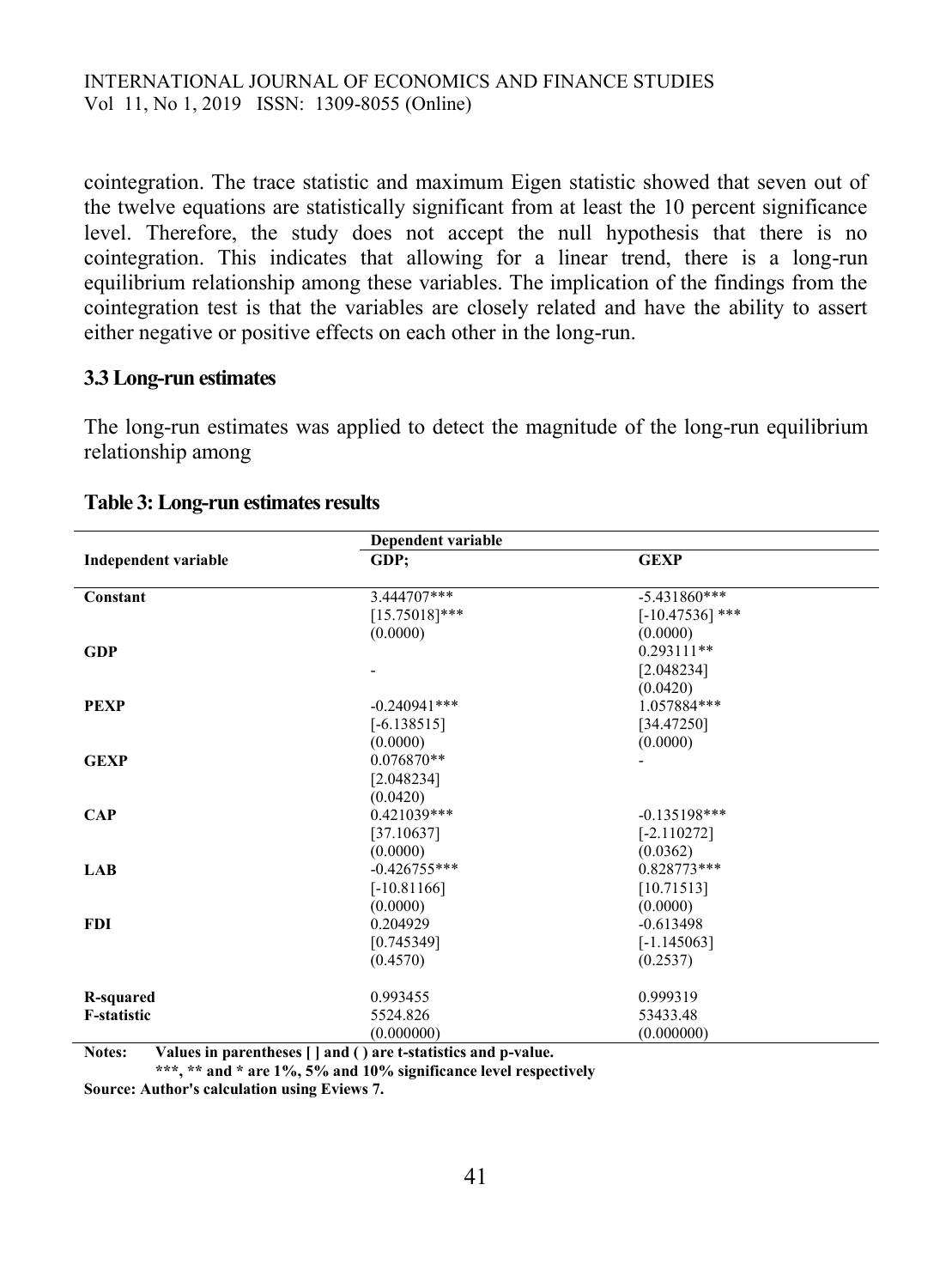cointegration. The trace statistic and maximum Eigen statistic showed that seven out of the twelve equations are statistically significant from at least the 10 percent significance level. Therefore, the study does not accept the null hypothesis that there is no cointegration. This indicates that allowing for a linear trend, there is a long-run equilibrium relationship among these variables. The implication of the findings from the cointegration test is that the variables are closely related and have the ability to assert either negative or positive effects on each other in the long-run.

### 3.3 Long-run estimates

The long-run estimates was applied to detect the magnitude of the long-run equilibrium relationship among

**Table 3: Long-run estimates results**

| | Dependent variable | |
|---|---|---|
| **Independent variable** | **GDP;** | **GEXP** |
| **Constant** | 3.444707*** | -5.431860*** |
| | [15.75018]*** | [-10.47536] *** |
| | (0.0000) | (0.0000) |
| **GDP** | | 0.293111** |
| | - | [2.048234] |
| | | (0.0420) |
| **PEXP** | -0.240941*** | 1.057884*** |
| | [-6.138515] | [34.47250] |
| | (0.0000) | (0.0000) |
| **GEXP** | 0.076870** | - |
| | [2.048234] | |
| | (0.0420) | |
| **CAP** | 0.421039*** | -0.135198*** |
| | [37.10637] | [-2.110272] |
| | (0.0000) | (0.0362) |
| **LAB** | -0.426755*** | 0.828773*** |
| | [-10.81166] | [10.71513] |
| | (0.0000) | (0.0000) |
| **FDI** | 0.204929 | -0.613498 |
| | [0.745349] | [-1.145063] |
| | (0.4570) | (0.2537) |
| **R-squared** | 0.993455 | 0.999319 |
| **F-statistic** | 5524.826 | 53433.48 |
| | (0.000000) | (0.000000) |

**Notes: Values in parentheses [ ] and ( ) are t-statistics and p-value.**
**\*\*\*, \*\* and \* are 1%, 5% and 10% significance level respectively**
**Source: Author's calculation using Eviews 7.**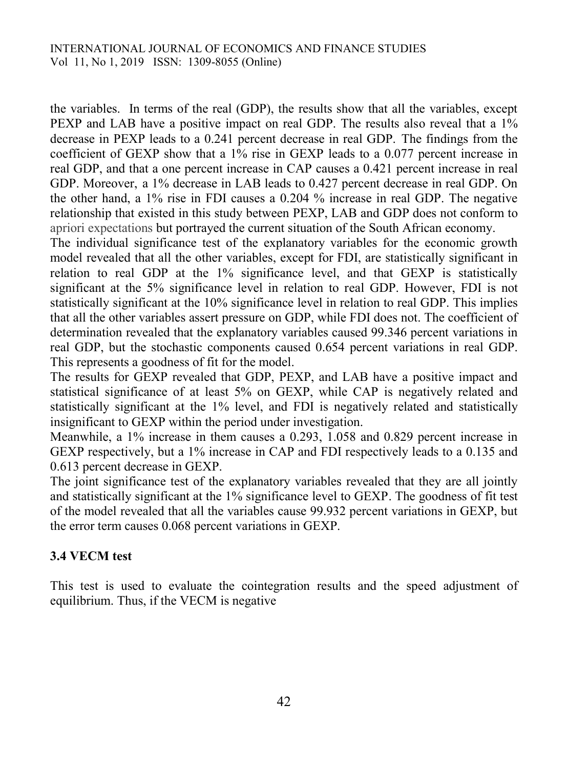the variables. In terms of the real (GDP), the results show that all the variables, except PEXP and LAB have a positive impact on real GDP. The results also reveal that a 1% decrease in PEXP leads to a 0.241 percent decrease in real GDP. The findings from the coefficient of GEXP show that a 1% rise in GEXP leads to a 0.077 percent increase in real GDP, and that a one percent increase in CAP causes a 0.421 percent increase in real GDP. Moreover, a 1% decrease in LAB leads to 0.427 percent decrease in real GDP. On the other hand, a 1% rise in FDI causes a 0.204 % increase in real GDP. The negative relationship that existed in this study between PEXP, LAB and GDP does not conform to apriori expectations but portrayed the current situation of the South African economy.

The individual significance test of the explanatory variables for the economic growth model revealed that all the other variables, except for FDI, are statistically significant in relation to real GDP at the 1% significance level, and that GEXP is statistically significant at the 5% significance level in relation to real GDP. However, FDI is not statistically significant at the 10% significance level in relation to real GDP. This implies that all the other variables assert pressure on GDP, while FDI does not. The coefficient of determination revealed that the explanatory variables caused 99.346 percent variations in real GDP, but the stochastic components caused 0.654 percent variations in real GDP. This represents a goodness of fit for the model.

The results for GEXP revealed that GDP, PEXP, and LAB have a positive impact and statistical significance of at least 5% on GEXP, while CAP is negatively related and statistically significant at the 1% level, and FDI is negatively related and statistically insignificant to GEXP within the period under investigation.

Meanwhile, a 1% increase in them causes a 0.293, 1.058 and 0.829 percent increase in GEXP respectively, but a 1% increase in CAP and FDI respectively leads to a 0.135 and 0.613 percent decrease in GEXP.

The joint significance test of the explanatory variables revealed that they are all jointly and statistically significant at the 1% significance level to GEXP. The goodness of fit test of the model revealed that all the variables cause 99.932 percent variations in GEXP, but the error term causes 0.068 percent variations in GEXP.

### 3.4 VECM test

This test is used to evaluate the cointegration results and the speed adjustment of equilibrium. Thus, if the VECM is negative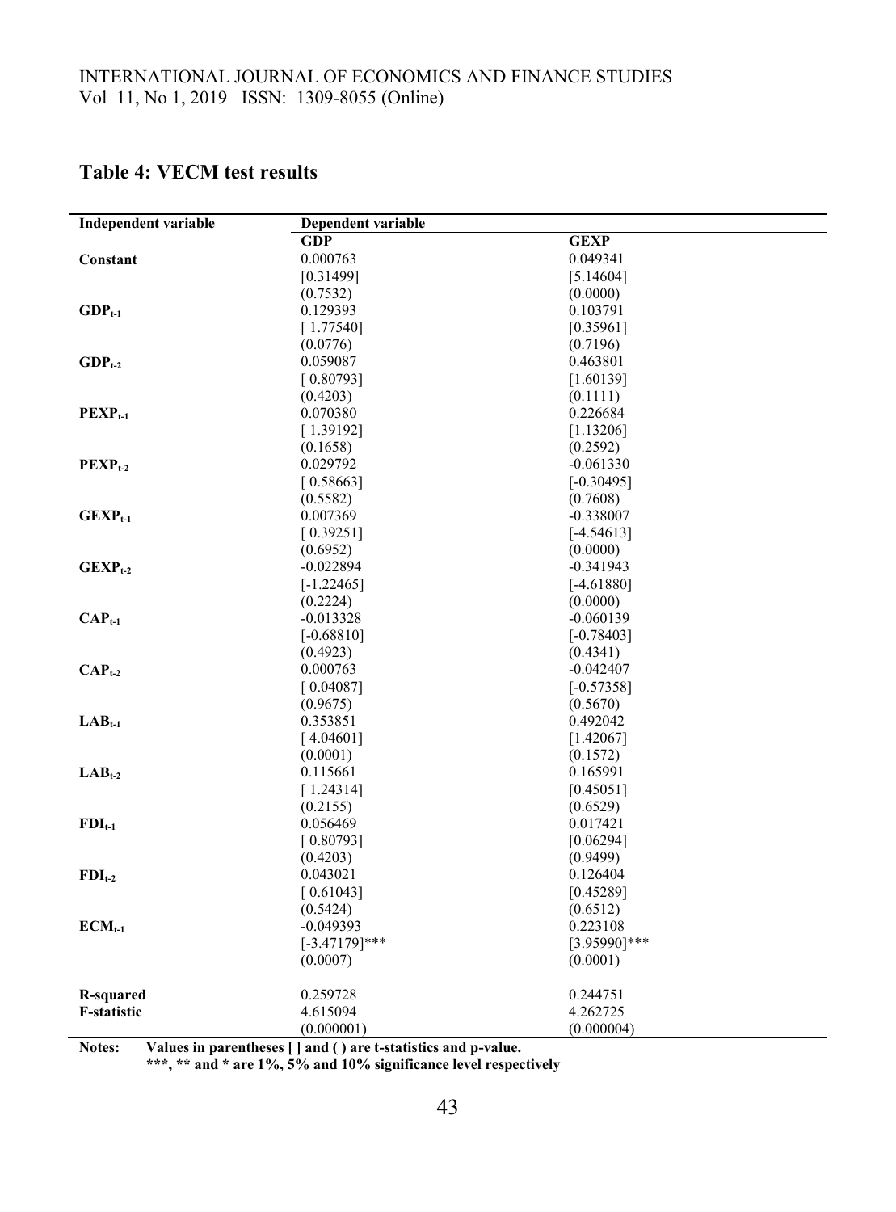## Table 4: VECM test results

| Independent variable | Dependent variable | |
|---|---|---|
| | **GDP** | **GEXP** |
| **Constant** | 0.000763 | 0.049341 |
| | [0.31499] | [5.14604] |
| | (0.7532) | (0.0000) |
| **$GDP_{t-1}$** | 0.129393 | 0.103791 |
| | [ 1.77540] | [0.35961] |
| | (0.0776) | (0.7196) |
| **$GDP_{t-2}$** | 0.059087 | 0.463801 |
| | [ 0.80793] | [1.60139] |
| | (0.4203) | (0.1111) |
| **$PEXP_{t-1}$** | 0.070380 | 0.226684 |
| | [ 1.39192] | [1.13206] |
| | (0.1658) | (0.2592) |
| **$PEXP_{t-2}$** | 0.029792 | -0.061330 |
| | [ 0.58663] | [-0.30495] |
| | (0.5582) | (0.7608) |
| **$GEXP_{t-1}$** | 0.007369 | -0.338007 |
| | [ 0.39251] | [-4.54613] |
| | (0.6952) | (0.0000) |
| **$GEXP_{t-2}$** | -0.022894 | -0.341943 |
| | [-1.22465] | [-4.61880] |
| | (0.2224) | (0.0000) |
| **$CAP_{t-1}$** | -0.013328 | -0.060139 |
| | [-0.68810] | [-0.78403] |
| | (0.4923) | (0.4341) |
| **$CAP_{t-2}$** | 0.000763 | -0.042407 |
| | [ 0.04087] | [-0.57358] |
| | (0.9675) | (0.5670) |
| **$LAB_{t-1}$** | 0.353851 | 0.492042 |
| | [ 4.04601] | [1.42067] |
| | (0.0001) | (0.1572) |
| **$LAB_{t-2}$** | 0.115661 | 0.165991 |
| | [ 1.24314] | [0.45051] |
| | (0.2155) | (0.6529) |
| **$FDI_{t-1}$** | 0.056469 | 0.017421 |
| | [ 0.80793] | [0.06294] |
| | (0.4203) | (0.9499) |
| **$FDI_{t-2}$** | 0.043021 | 0.126404 |
| | [ 0.61043] | [0.45289] |
| | (0.5424) | (0.6512) |
| **$ECM_{t-1}$** | -0.049393 | 0.223108 |
| | [-3.47179]*** | [3.95990]*** |
| | (0.0007) | (0.0001) |
| **R-squared** | 0.259728 | 0.244751 |
| **F-statistic** | 4.615094 | 4.262725 |
| | (0.000001) | (0.000004) |

**Notes: Values in parentheses [ ] and ( ) are t-statistics and p-value.**
**\*\*\*, \*\* and \* are 1%, 5% and 10% significance level respectively**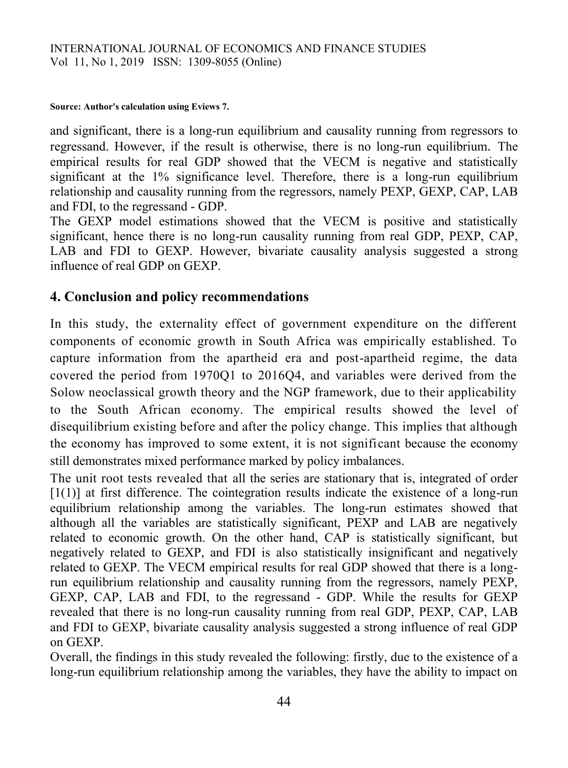**Source: Author's calculation using Eviews 7.**

and significant, there is a long-run equilibrium and causality running from regressors to regressand. However, if the result is otherwise, there is no long-run equilibrium. The empirical results for real GDP showed that the VECM is negative and statistically significant at the 1% significance level. Therefore, there is a long-run equilibrium relationship and causality running from the regressors, namely PEXP, GEXP, CAP, LAB and FDI, to the regressand - GDP.

The GEXP model estimations showed that the VECM is positive and statistically significant, hence there is no long-run causality running from real GDP, PEXP, CAP, LAB and FDI to GEXP. However, bivariate causality analysis suggested a strong influence of real GDP on GEXP.

## 4. Conclusion and policy recommendations

In this study, the externality effect of government expenditure on the different components of economic growth in South Africa was empirically established. To capture information from the apartheid era and post-apartheid regime, the data covered the period from 1970Q1 to 2016Q4, and variables were derived from the Solow neoclassical growth theory and the NGP framework, due to their applicability to the South African economy. The empirical results showed the level of disequilibrium existing before and after the policy change. This implies that although the economy has improved to some extent, it is not significant because the economy still demonstrates mixed performance marked by policy imbalances.

The unit root tests revealed that all the series are stationary that is, integrated of order [1(1)] at first difference. The cointegration results indicate the existence of a long-run equilibrium relationship among the variables. The long-run estimates showed that although all the variables are statistically significant, PEXP and LAB are negatively related to economic growth. On the other hand, CAP is statistically significant, but negatively related to GEXP, and FDI is also statistically insignificant and negatively related to GEXP. The VECM empirical results for real GDP showed that there is a long-run equilibrium relationship and causality running from the regressors, namely PEXP, GEXP, CAP, LAB and FDI, to the regressand - GDP. While the results for GEXP revealed that there is no long-run causality running from real GDP, PEXP, CAP, LAB and FDI to GEXP, bivariate causality analysis suggested a strong influence of real GDP on GEXP.

Overall, the findings in this study revealed the following: firstly, due to the existence of a long-run equilibrium relationship among the variables, they have the ability to impact on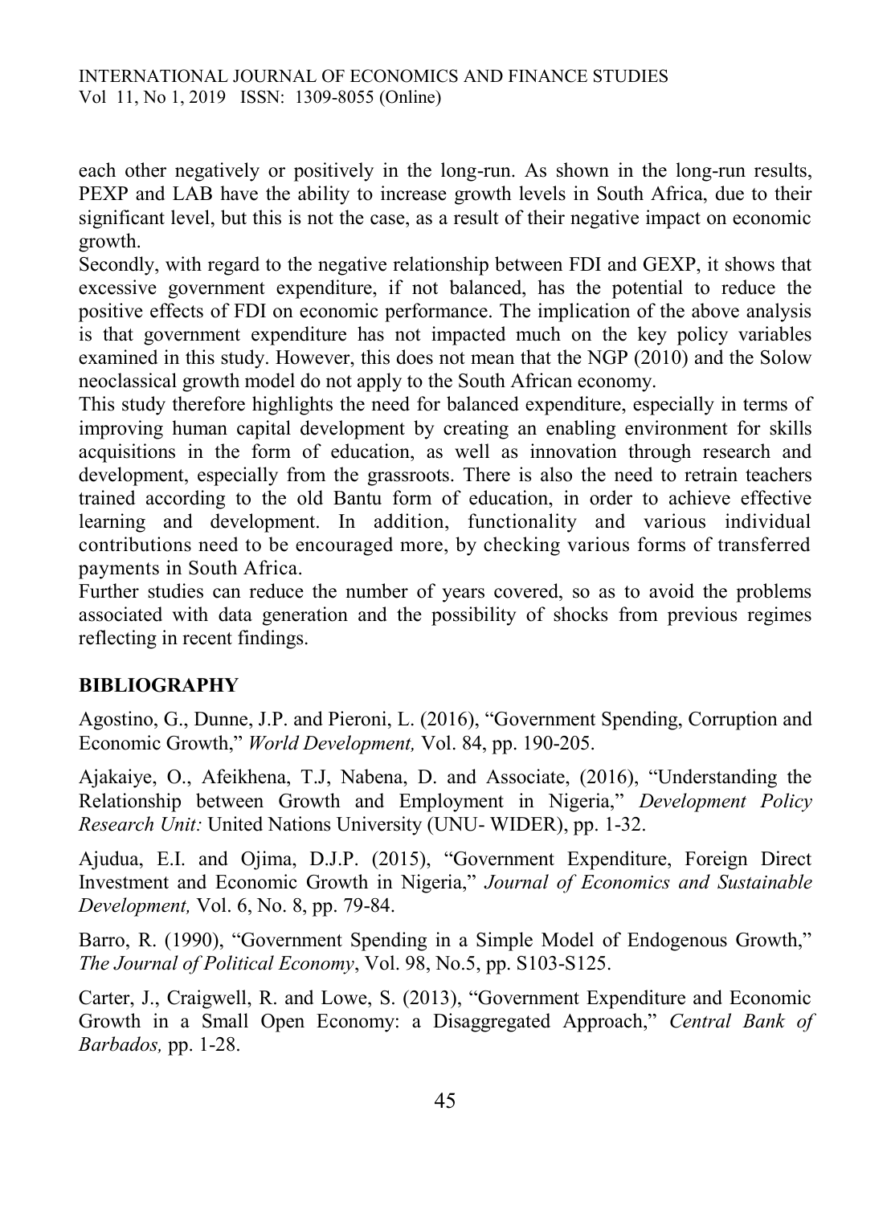each other negatively or positively in the long-run. As shown in the long-run results, PEXP and LAB have the ability to increase growth levels in South Africa, due to their significant level, but this is not the case, as a result of their negative impact on economic growth.

Secondly, with regard to the negative relationship between FDI and GEXP, it shows that excessive government expenditure, if not balanced, has the potential to reduce the positive effects of FDI on economic performance. The implication of the above analysis is that government expenditure has not impacted much on the key policy variables examined in this study. However, this does not mean that the NGP (2010) and the Solow neoclassical growth model do not apply to the South African economy.

This study therefore highlights the need for balanced expenditure, especially in terms of improving human capital development by creating an enabling environment for skills acquisitions in the form of education, as well as innovation through research and development, especially from the grassroots. There is also the need to retrain teachers trained according to the old Bantu form of education, in order to achieve effective learning and development. In addition, functionality and various individual contributions need to be encouraged more, by checking various forms of transferred payments in South Africa.

Further studies can reduce the number of years covered, so as to avoid the problems associated with data generation and the possibility of shocks from previous regimes reflecting in recent findings.

## BIBLIOGRAPHY

Agostino, G., Dunne, J.P. and Pieroni, L. (2016), "Government Spending, Corruption and Economic Growth," *World Development,* Vol. 84, pp. 190-205.

Ajakaiye, O., Afeikhena, T.J, Nabena, D. and Associate, (2016), "Understanding the Relationship between Growth and Employment in Nigeria," *Development Policy Research Unit:* United Nations University (UNU- WIDER), pp. 1-32.

Ajudua, E.I. and Ojima, D.J.P. (2015), "Government Expenditure, Foreign Direct Investment and Economic Growth in Nigeria," *Journal of Economics and Sustainable Development,* Vol. 6, No. 8, pp. 79-84.

Barro, R. (1990), "Government Spending in a Simple Model of Endogenous Growth," *The Journal of Political Economy*, Vol. 98, No.5, pp. S103-S125.

Carter, J., Craigwell, R. and Lowe, S. (2013), "Government Expenditure and Economic Growth in a Small Open Economy: a Disaggregated Approach," *Central Bank of Barbados,* pp. 1-28.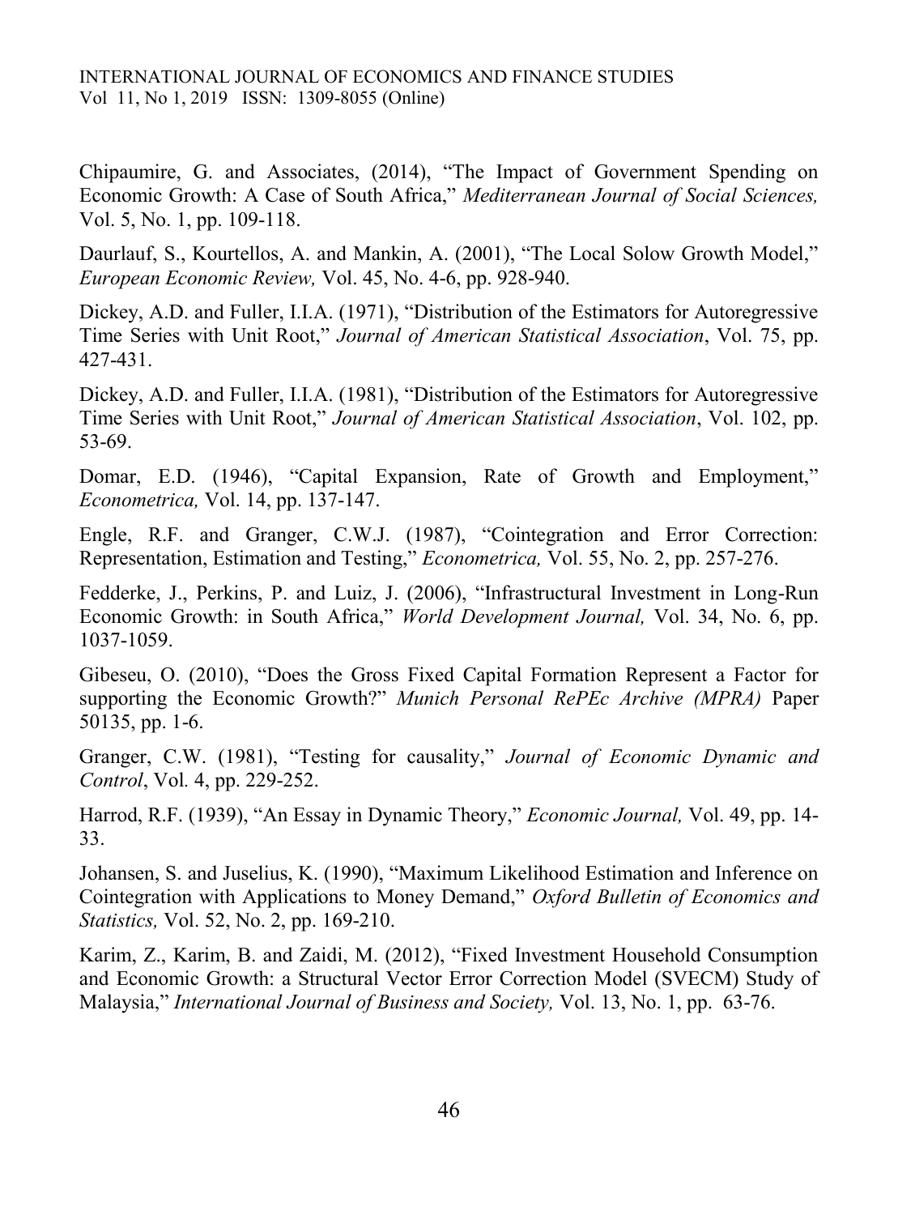Chipaumire, G. and Associates, (2014), “The Impact of Government Spending on Economic Growth: A Case of South Africa,” *Mediterranean Journal of Social Sciences,* Vol. 5, No. 1, pp. 109-118.

Daurlauf, S., Kourtellos, A. and Mankin, A. (2001), “The Local Solow Growth Model,” *European Economic Review,* Vol. 45, No. 4-6, pp. 928-940.

Dickey, A.D. and Fuller, I.I.A. (1971), “Distribution of the Estimators for Autoregressive Time Series with Unit Root,” *Journal of American Statistical Association*, Vol. 75, pp. 427-431.

Dickey, A.D. and Fuller, I.I.A. (1981), “Distribution of the Estimators for Autoregressive Time Series with Unit Root,” *Journal of American Statistical Association*, Vol. 102, pp. 53-69.

Domar, E.D. (1946), “Capital Expansion, Rate of Growth and Employment,” *Econometrica,* Vol. 14, pp. 137-147.

Engle, R.F. and Granger, C.W.J. (1987), “Cointegration and Error Correction: Representation, Estimation and Testing,” *Econometrica,* Vol. 55, No. 2, pp. 257-276.

Fedderke, J., Perkins, P. and Luiz, J. (2006), “Infrastructural Investment in Long-Run Economic Growth: in South Africa,” *World Development Journal,* Vol. 34, No. 6, pp. 1037-1059.

Gibeseu, O. (2010), “Does the Gross Fixed Capital Formation Represent a Factor for supporting the Economic Growth?” *Munich Personal RePEc Archive (MPRA)* Paper 50135, pp. 1-6.

Granger, C.W. (1981), “Testing for causality,” *Journal of Economic Dynamic and Control*, Vol. 4, pp. 229-252.

Harrod, R.F. (1939), “An Essay in Dynamic Theory,” *Economic Journal,* Vol. 49, pp. 14-33.

Johansen, S. and Juselius, K. (1990), “Maximum Likelihood Estimation and Inference on Cointegration with Applications to Money Demand,” *Oxford Bulletin of Economics and Statistics,* Vol. 52, No. 2, pp. 169-210.

Karim, Z., Karim, B. and Zaidi, M. (2012), “Fixed Investment Household Consumption and Economic Growth: a Structural Vector Error Correction Model (SVECM) Study of Malaysia,” *International Journal of Business and Society,* Vol. 13, No. 1, pp. 63-76.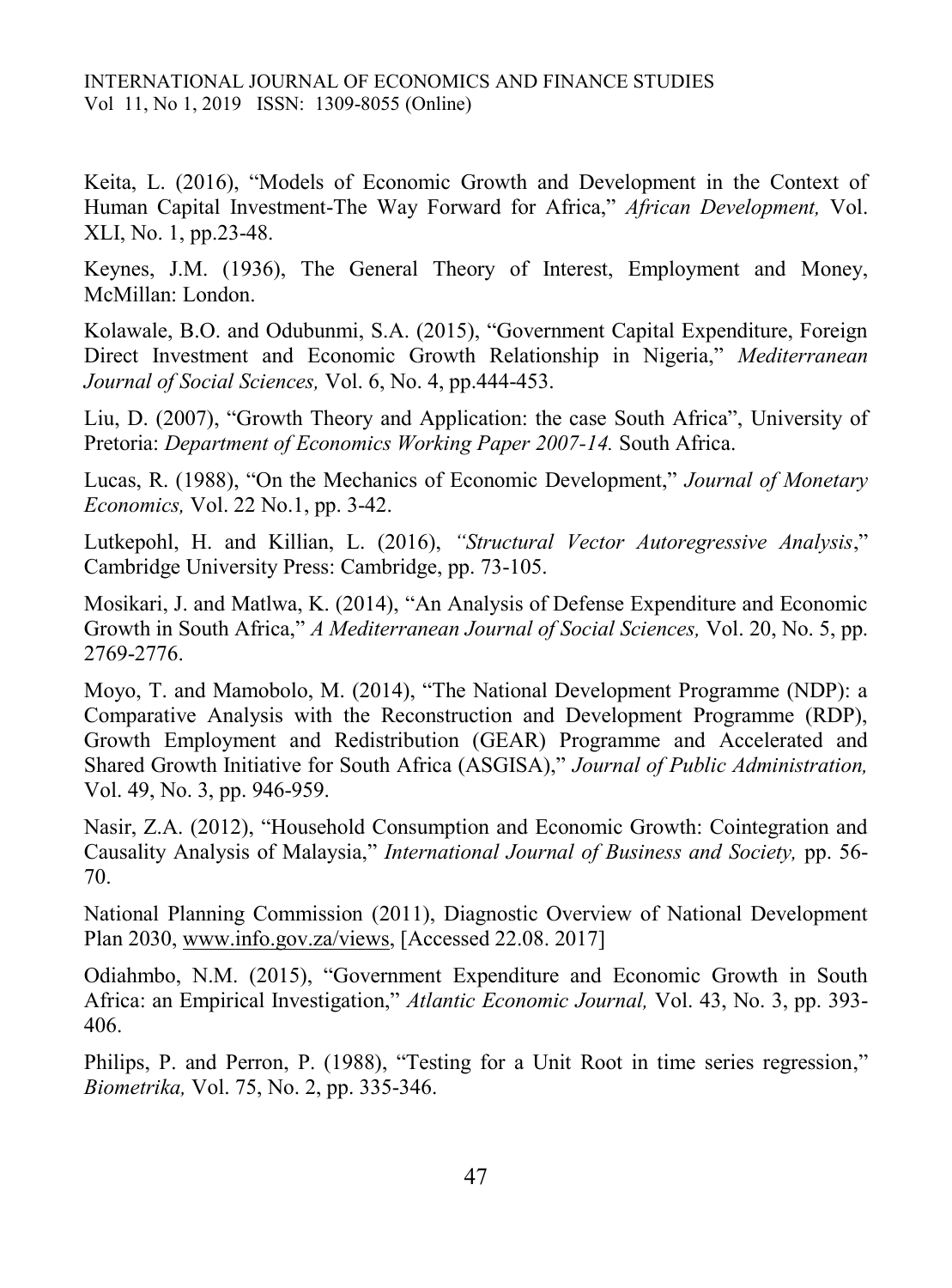Keita, L. (2016), "Models of Economic Growth and Development in the Context of Human Capital Investment-The Way Forward for Africa," *African Development,* Vol. XLI, No. 1, pp.23-48.

Keynes, J.M. (1936), The General Theory of Interest, Employment and Money, McMillan: London.

Kolawale, B.O. and Odubunmi, S.A. (2015), "Government Capital Expenditure, Foreign Direct Investment and Economic Growth Relationship in Nigeria," *Mediterranean Journal of Social Sciences,* Vol. 6, No. 4, pp.444-453.

Liu, D. (2007), "Growth Theory and Application: the case South Africa", University of Pretoria: *Department of Economics Working Paper 2007-14.* South Africa.

Lucas, R. (1988), "On the Mechanics of Economic Development," *Journal of Monetary Economics,* Vol. 22 No.1, pp. 3-42.

Lutkepohl, H. and Killian, L. (2016), *"Structural Vector Autoregressive Analysis*," Cambridge University Press: Cambridge, pp. 73-105.

Mosikari, J. and Matlwa, K. (2014), "An Analysis of Defense Expenditure and Economic Growth in South Africa," *A Mediterranean Journal of Social Sciences,* Vol. 20, No. 5, pp. 2769-2776.

Moyo, T. and Mamobolo, M. (2014), "The National Development Programme (NDP): a Comparative Analysis with the Reconstruction and Development Programme (RDP), Growth Employment and Redistribution (GEAR) Programme and Accelerated and Shared Growth Initiative for South Africa (ASGISA)," *Journal of Public Administration,* Vol. 49, No. 3, pp. 946-959.

Nasir, Z.A. (2012), "Household Consumption and Economic Growth: Cointegration and Causality Analysis of Malaysia," *International Journal of Business and Society,* pp. 56-70.

National Planning Commission (2011), Diagnostic Overview of National Development Plan 2030, www.info.gov.za/views, [Accessed 22.08. 2017]

Odiahmbo, N.M. (2015), "Government Expenditure and Economic Growth in South Africa: an Empirical Investigation," *Atlantic Economic Journal,* Vol. 43, No. 3, pp. 393-406.

Philips, P. and Perron, P. (1988), "Testing for a Unit Root in time series regression," *Biometrika,* Vol. 75, No. 2, pp. 335-346.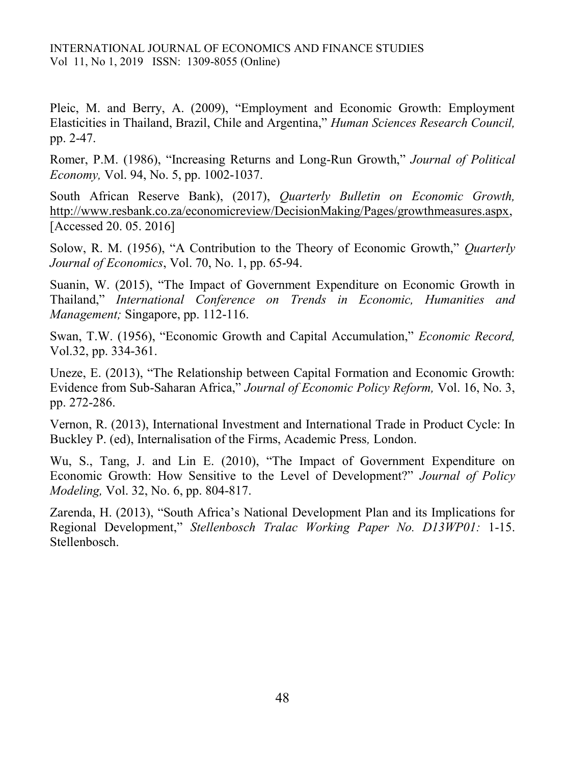Pleic, M. and Berry, A. (2009), "Employment and Economic Growth: Employment Elasticities in Thailand, Brazil, Chile and Argentina," *Human Sciences Research Council,* pp. 2-47.

Romer, P.M. (1986), "Increasing Returns and Long-Run Growth," *Journal of Political Economy,* Vol. 94, No. 5, pp. 1002-1037.

South African Reserve Bank), (2017), *Quarterly Bulletin on Economic Growth,* http://www.resbank.co.za/economicreview/DecisionMaking/Pages/growthmeasures.aspx, [Accessed 20. 05. 2016]

Solow, R. M. (1956), "A Contribution to the Theory of Economic Growth," *Quarterly Journal of Economics*, Vol. 70, No. 1, pp. 65-94.

Suanin, W. (2015), "The Impact of Government Expenditure on Economic Growth in Thailand," *International Conference on Trends in Economic, Humanities and Management;* Singapore, pp. 112-116.

Swan, T.W. (1956), "Economic Growth and Capital Accumulation," *Economic Record,* Vol.32, pp. 334-361.

Uneze, E. (2013), "The Relationship between Capital Formation and Economic Growth: Evidence from Sub-Saharan Africa," *Journal of Economic Policy Reform,* Vol. 16, No. 3, pp. 272-286.

Vernon, R. (2013), International Investment and International Trade in Product Cycle: In Buckley P. (ed), Internalisation of the Firms, Academic Press*,* London.

Wu, S., Tang, J. and Lin E. (2010), "The Impact of Government Expenditure on Economic Growth: How Sensitive to the Level of Development?" *Journal of Policy Modeling,* Vol. 32, No. 6, pp. 804-817.

Zarenda, H. (2013), "South Africa's National Development Plan and its Implications for Regional Development," *Stellenbosch Tralac Working Paper No. D13WP01:* 1-15. Stellenbosch.